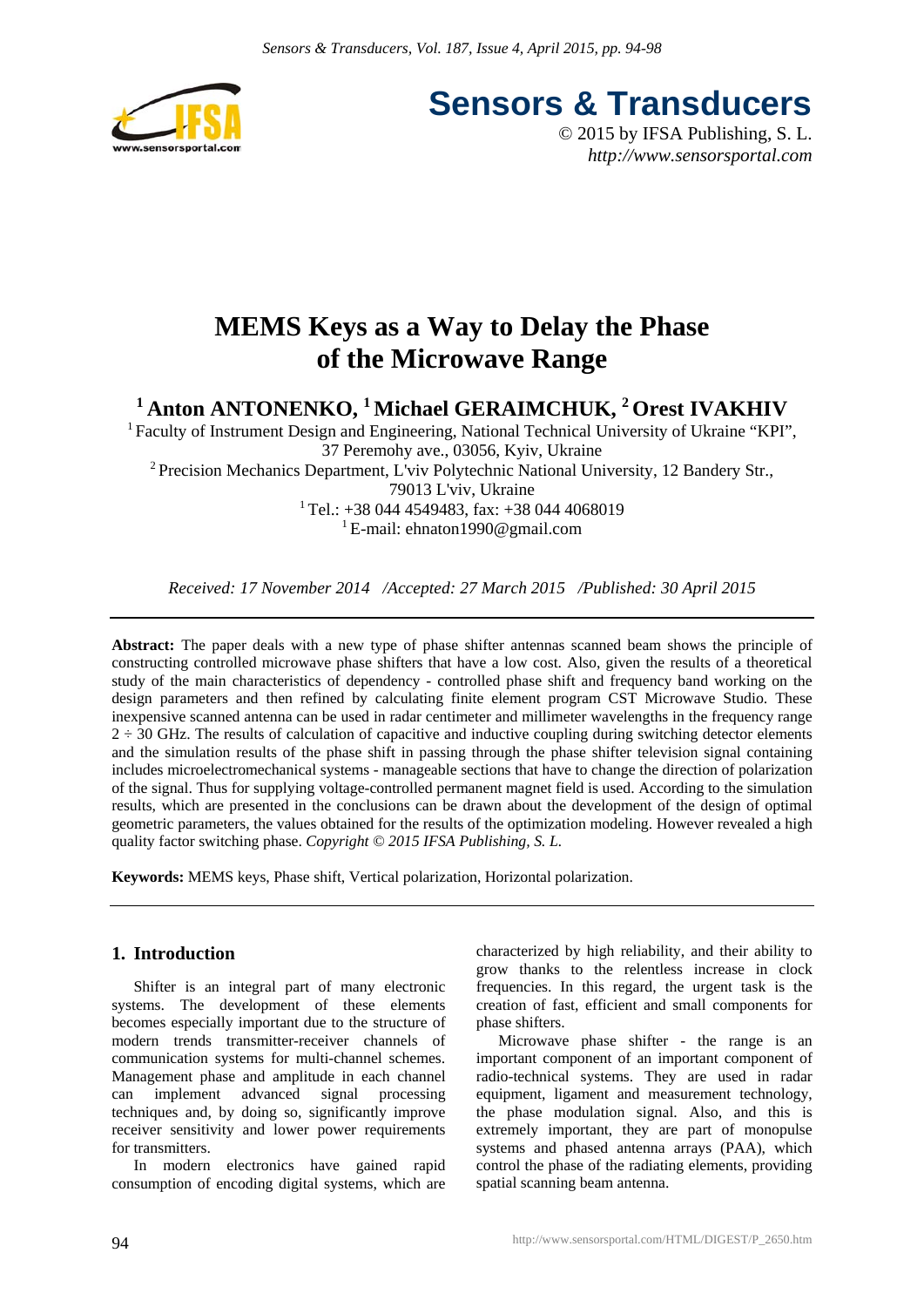# MEMS Keys as a Way to Delay the Phase of the Microwave Range

**[1] Anton ANTONENKO, [1] Michael GERAIMCHUK, [2] Orest IVAKHIV**

[1] Faculty of Instrument Design and Engineering, National Technical University of Ukraine "KPI", 37 Peremohy ave., 03056, Kyiv, Ukraine

[2] Precision Mechanics Department, L'viv Polytechnic National University, 12 Bandery Str., 79013 L'viv, Ukraine

[1] Tel.: +38 044 4549483, fax: +38 044 4068019

[1] E-mail: ehnaton1990@gmail.com

*Received: 17 November 2014 /Accepted: 27 March 2015 /Published: 30 April 2015*

**Abstract:** The paper deals with a new type of phase shifter antennas scanned beam shows the principle of constructing controlled microwave phase shifters that have a low cost. Also, given the results of a theoretical study of the main characteristics of dependency - controlled phase shift and frequency band working on the design parameters and then refined by calculating finite element program CST Microwave Studio. These inexpensive scanned antenna can be used in radar centimeter and millimeter wavelengths in the frequency range 2 ÷ 30 GHz. The results of calculation of capacitive and inductive coupling during switching detector elements and the simulation results of the phase shift in passing through the phase shifter television signal containing includes microelectromechanical systems - manageable sections that have to change the direction of polarization of the signal. Thus for supplying voltage-controlled permanent magnet field is used. According to the simulation results, which are presented in the conclusions can be drawn about the development of the design of optimal geometric parameters, the values obtained for the results of the optimization modeling. However revealed a high quality factor switching phase. *Copyright © 2015 IFSA Publishing, S. L.*

**Keywords:** MEMS keys, Phase shift, Vertical polarization, Horizontal polarization.

## 1. Introduction

Shifter is an integral part of many electronic systems. The development of these elements becomes especially important due to the structure of modern trends transmitter-receiver channels of communication systems for multi-channel schemes. Management phase and amplitude in each channel can implement advanced signal processing techniques and, by doing so, significantly improve receiver sensitivity and lower power requirements for transmitters.

In modern electronics have gained rapid consumption of encoding digital systems, which are characterized by high reliability, and their ability to grow thanks to the relentless increase in clock frequencies. In this regard, the urgent task is the creation of fast, efficient and small components for phase shifters.

Microwave phase shifter - the range is an important component of an important component of radio-technical systems. They are used in radar equipment, ligament and measurement technology, the phase modulation signal. Also, and this is extremely important, they are part of monopulse systems and phased antenna arrays (PAA), which control the phase of the radiating elements, providing spatial scanning beam antenna.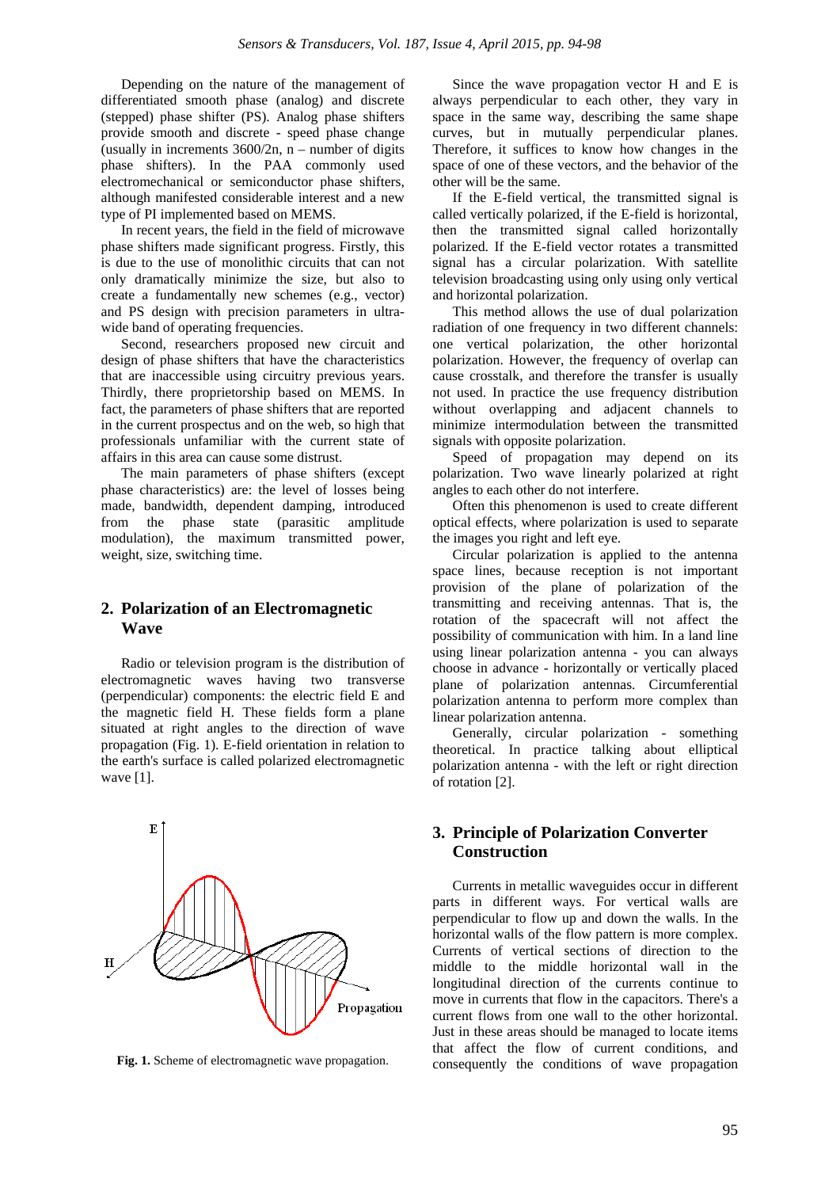Depending on the nature of the management of differentiated smooth phase (analog) and discrete (stepped) phase shifter (PS). Analog phase shifters provide smooth and discrete - speed phase change (usually in increments 3600/2n, n – number of digits phase shifters). In the PAA commonly used electromechanical or semiconductor phase shifters, although manifested considerable interest and a new type of PI implemented based on MEMS.

In recent years, the field in the field of microwave phase shifters made significant progress. Firstly, this is due to the use of monolithic circuits that can not only dramatically minimize the size, but also to create a fundamentally new schemes (e.g., vector) and PS design with precision parameters in ultra-wide band of operating frequencies.

Second, researchers proposed new circuit and design of phase shifters that have the characteristics that are inaccessible using circuitry previous years. Thirdly, there proprietorship based on MEMS. In fact, the parameters of phase shifters that are reported in the current prospectus and on the web, so high that professionals unfamiliar with the current state of affairs in this area can cause some distrust.

The main parameters of phase shifters (except phase characteristics) are: the level of losses being made, bandwidth, dependent damping, introduced from the phase state (parasitic amplitude modulation), the maximum transmitted power, weight, size, switching time.

## 2. Polarization of an Electromagnetic Wave

Radio or television program is the distribution of electromagnetic waves having two transverse (perpendicular) components: the electric field E and the magnetic field H. These fields form a plane situated at right angles to the direction of wave propagation (Fig. 1). E-field orientation in relation to the earth's surface is called polarized electromagnetic wave [1].

**Fig. 1.** Scheme of electromagnetic wave propagation.

Since the wave propagation vector H and E is always perpendicular to each other, they vary in space in the same way, describing the same shape curves, but in mutually perpendicular planes. Therefore, it suffices to know how changes in the space of one of these vectors, and the behavior of the other will be the same.

If the E-field vertical, the transmitted signal is called vertically polarized, if the E-field is horizontal, then the transmitted signal called horizontally polarized. If the E-field vector rotates a transmitted signal has a circular polarization. With satellite television broadcasting using only using only vertical and horizontal polarization.

This method allows the use of dual polarization radiation of one frequency in two different channels: one vertical polarization, the other horizontal polarization. However, the frequency of overlap can cause crosstalk, and therefore the transfer is usually not used. In practice the use frequency distribution without overlapping and adjacent channels to minimize intermodulation between the transmitted signals with opposite polarization.

Speed of propagation may depend on its polarization. Two wave linearly polarized at right angles to each other do not interfere.

Often this phenomenon is used to create different optical effects, where polarization is used to separate the images you right and left eye.

Circular polarization is applied to the antenna space lines, because reception is not important provision of the plane of polarization of the transmitting and receiving antennas. That is, the rotation of the spacecraft will not affect the possibility of communication with him. In a land line using linear polarization antenna - you can always choose in advance - horizontally or vertically placed plane of polarization antennas. Circumferential polarization antenna to perform more complex than linear polarization antenna.

Generally, circular polarization - something theoretical. In practice talking about elliptical polarization antenna - with the left or right direction of rotation [2].

## 3. Principle of Polarization Converter Construction

Currents in metallic waveguides occur in different parts in different ways. For vertical walls are perpendicular to flow up and down the walls. In the horizontal walls of the flow pattern is more complex. Currents of vertical sections of direction to the middle to the middle horizontal wall in the longitudinal direction of the currents continue to move in currents that flow in the capacitors. There's a current flows from one wall to the other horizontal. Just in these areas should be managed to locate items that affect the flow of current conditions, and consequently the conditions of wave propagation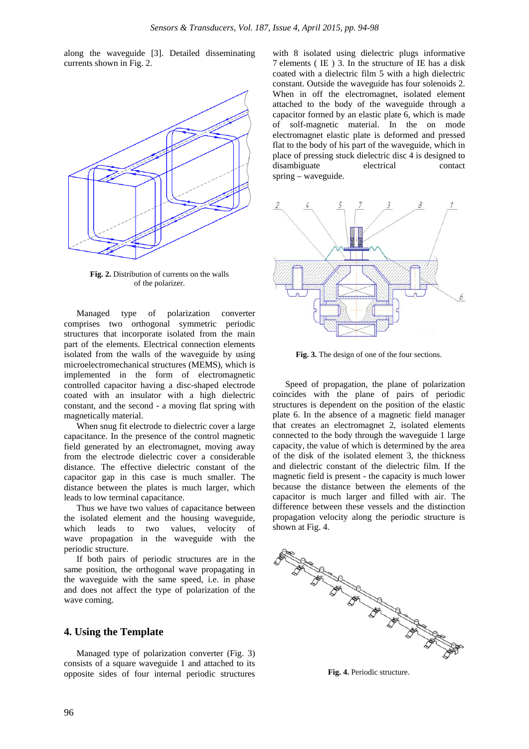along the waveguide [3]. Detailed disseminating currents shown in Fig. 2.

**Fig. 2.** Distribution of currents on the walls of the polarizer.

Managed type of polarization converter comprises two orthogonal symmetric periodic structures that incorporate isolated from the main part of the elements. Electrical connection elements isolated from the walls of the waveguide by using microelectromechanical structures (MEMS), which is implemented in the form of electromagnetic controlled capacitor having a disc-shaped electrode coated with an insulator with a high dielectric constant, and the second - a moving flat spring with magnetically material.

When snug fit electrode to dielectric cover a large capacitance. In the presence of the control magnetic field generated by an electromagnet, moving away from the electrode dielectric cover a considerable distance. The effective dielectric constant of the capacitor gap in this case is much smaller. The distance between the plates is much larger, which leads to low terminal capacitance.

Thus we have two values of capacitance between the isolated element and the housing waveguide, which leads to two values, velocity of wave propagation in the waveguide with the periodic structure.

If both pairs of periodic structures are in the same position, the orthogonal wave propagating in the waveguide with the same speed, i.e. in phase and does not affect the type of polarization of the wave coming.

## 4. Using the Template

Managed type of polarization converter (Fig. 3) consists of a square waveguide 1 and attached to its opposite sides of four internal periodic structures with 8 isolated using dielectric plugs informative 7 elements ( IE ) 3. In the structure of IE has a disk coated with a dielectric film 5 with a high dielectric constant. Outside the waveguide has four solenoids 2. When in off the electromagnet, isolated element attached to the body of the waveguide through a capacitor formed by an elastic plate 6, which is made of solf-magnetic material. In the on mode electromagnet elastic plate is deformed and pressed flat to the body of his part of the waveguide, which in place of pressing stuck dielectric disc 4 is designed to disambiguate electrical contact spring – waveguide.

**Fig. 3.** The design of one of the four sections.

Speed of propagation, the plane of polarization coincides with the plane of pairs of periodic structures is dependent on the position of the elastic plate 6. In the absence of a magnetic field manager that creates an electromagnet 2, isolated elements connected to the body the waveguide 1 large capacity, the value of which is determined by the area of the disk of the isolated element 3, the thickness and dielectric constant of the dielectric film. If the magnetic field is present - the capacity is much lower because the distance between the elements of the capacitor is much larger and filled with air. The difference between these vessels and the distinction propagation velocity along the periodic structure is shown at Fig. 4.

**Fig. 4.** Periodic structure.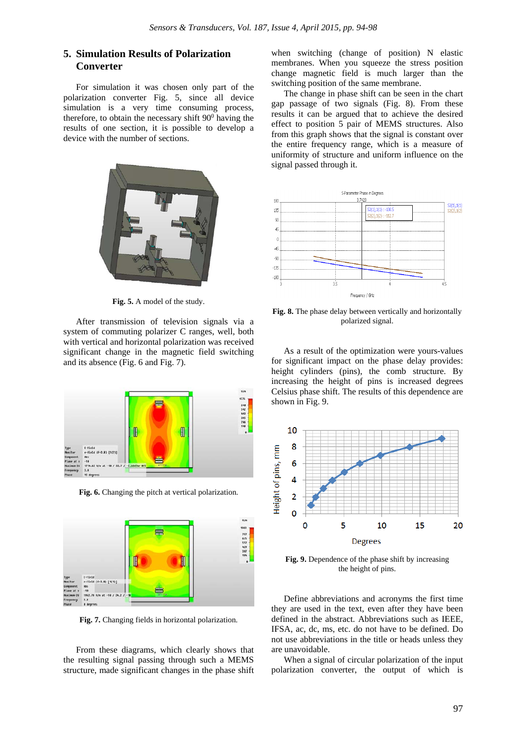## 5. Simulation Results of Polarization Converter

For simulation it was chosen only part of the polarization converter Fig. 5, since all device simulation is a very time consuming process, therefore, to obtain the necessary shift $90^0$ having the results of one section, it is possible to develop a device with the number of sections.

**Fig. 5.** A model of the study.

After transmission of television signals via a system of commuting polarizer C ranges, well, both with vertical and horizontal polarization was received significant change in the magnetic field switching and its absence (Fig. 6 and Fig. 7).

**Fig. 6.** Changing the pitch at vertical polarization.

**Fig. 7.** Changing fields in horizontal polarization.

From these diagrams, which clearly shows that the resulting signal passing through such a MEMS structure, made significant changes in the phase shift when switching (change of position) N elastic membranes. When you squeeze the stress position change magnetic field is much larger than the switching position of the same membrane.

The change in phase shift can be seen in the chart gap passage of two signals (Fig. 8). From these results it can be argued that to achieve the desired effect to position 5 pair of MEMS structures. Also from this graph shows that the signal is constant over the entire frequency range, which is a measure of uniformity of structure and uniform influence on the signal passed through it.

**Fig. 8.** The phase delay between vertically and horizontally polarized signal.

As a result of the optimization were yours-values for significant impact on the phase delay provides: height cylinders (pins), the comb structure. By increasing the height of pins is increased degrees Celsius phase shift. The results of this dependence are shown in Fig. 9.

**Fig. 9.** Dependence of the phase shift by increasing the height of pins.

Define abbreviations and acronyms the first time they are used in the text, even after they have been defined in the abstract. Abbreviations such as IEEE, IFSA, ac, dc, ms, etc. do not have to be defined. Do not use abbreviations in the title or heads unless they are unavoidable.

When a signal of circular polarization of the input polarization converter, the output of which is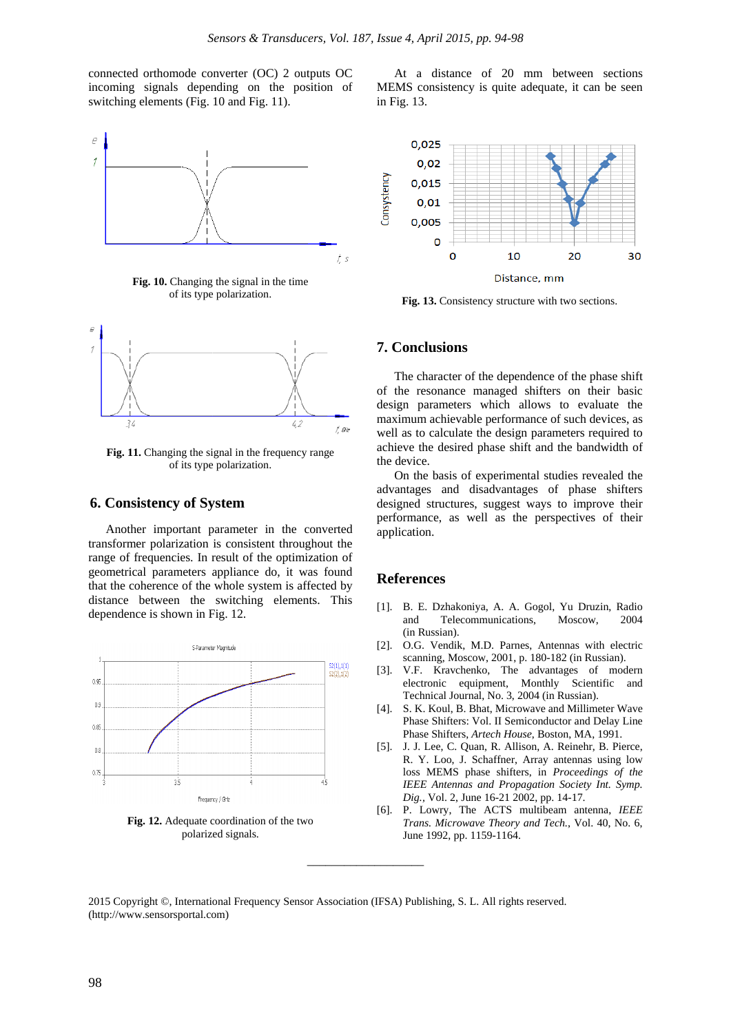connected orthomode converter (OC) 2 outputs OC incoming signals depending on the position of switching elements (Fig. 10 and Fig. 11).

e
1
t, s

**Fig. 10.** Changing the signal in the time of its type polarization.

e
1
3,4
4,2
f, GHz

**Fig. 11.** Changing the signal in the frequency range of its type polarization.

## 6. Consistency of System

Another important parameter in the converted transformer polarization is consistent throughout the range of frequencies. In result of the optimization of geometrical parameters appliance do, it was found that the coherence of the whole system is affected by distance between the switching elements. This dependence is shown in Fig. 12.

S-Parameter Magnitude
S2(1),1(1)
S2(2),1(2)
1
0.95
0.9
0.85
0.8
0.75
3
3.5
4
4.5
Frequency / GHz

**Fig. 12.** Adequate coordination of the two polarized signals.

At a distance of 20 mm between sections MEMS consistency is quite adequate, it can be seen in Fig. 13.

Consystency
0,025
0,02
0,015
0,01
0,005
0
0
10
20
30
Distance, mm

**Fig. 13.** Consistency structure with two sections.

## 7. Conclusions

The character of the dependence of the phase shift of the resonance managed shifters on their basic design parameters which allows to evaluate the maximum achievable performance of such devices, as well as to calculate the design parameters required to achieve the desired phase shift and the bandwidth of the device.

On the basis of experimental studies revealed the advantages and disadvantages of phase shifters designed structures, suggest ways to improve their performance, as well as the perspectives of their application.

## References

[1]. B. E. Dzhakoniya, A. A. Gogol, Yu Druzin, Radio and Telecommunications, Moscow, 2004 (in Russian).

[2]. O.G. Vendik, M.D. Parnes, Antennas with electric scanning, Moscow, 2001, p. 180-182 (in Russian).

[3]. V.F. Kravchenko, The advantages of modern electronic equipment, Monthly Scientific and Technical Journal, No. 3, 2004 (in Russian).

[4]. S. K. Koul, B. Bhat, Microwave and Millimeter Wave Phase Shifters: Vol. II Semiconductor and Delay Line Phase Shifters, *Artech House*, Boston, MA, 1991.

[5]. J. J. Lee, C. Quan, R. Allison, A. Reinehr, B. Pierce, R. Y. Loo, J. Schaffner, Array antennas using low loss MEMS phase shifters, in *Proceedings of the IEEE Antennas and Propagation Society Int. Symp. Dig.*, Vol. 2, June 16-21 2002, pp. 14-17.

[6]. P. Lowry, The ACTS multibeam antenna, *IEEE Trans. Microwave Theory and Tech.*, Vol. 40, No. 6, June 1992, pp. 1159-1164.

\_\_\_\_\_\_\_\_\_\_\_\_\_\_\_\_\_\_\_

2015 Copyright ©, International Frequency Sensor Association (IFSA) Publishing, S. L. All rights reserved. (http://www.sensorsportal.com)